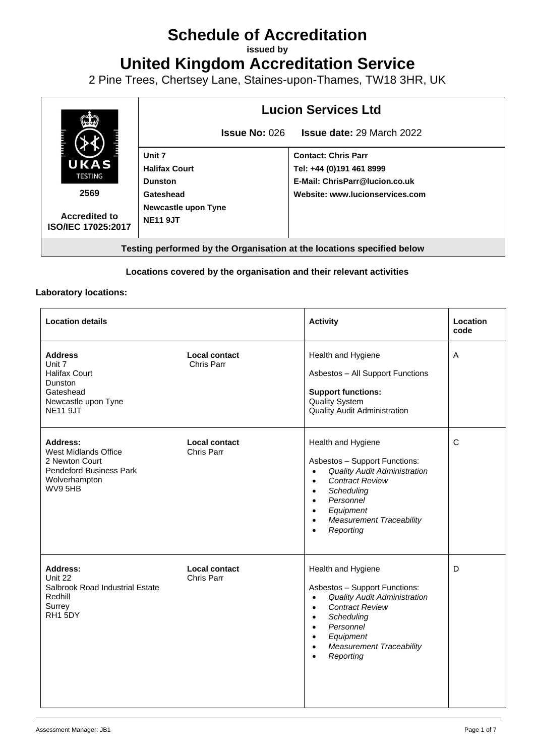# Schedule of Accreditation

**issued by**

# United Kingdom Accreditation Service

2 Pine Trees, Chertsey Lane, Staines-upon-Thames, TW18 3HR, UK

| | **Lucion Services Ltd** | |
|---|---|---|
| | **Issue No:** 026 **Issue date:** 29 March 2022 | |
| UKAS TESTING **2569** **Accredited to ISO/IEC 17025:2017** | **Unit 7**<br>**Halifax Court**<br>**Dunston**<br>**Gateshead**<br>**Newcastle upon Tyne**<br>**NE11 9JT** | **Contact: Chris Parr**<br>**Tel: +44 (0)191 461 8999**<br>**E-Mail: ChrisParr@lucion.co.uk**<br>**Website: www.lucionservices.com** |
| **Testing performed by the Organisation at the locations specified below** | | |

**Locations covered by the organisation and their relevant activities**

**Laboratory locations:**

| Location details | | Activity | Location code |
|---|---|---|---|
| **Address**<br>Unit 7<br>Halifax Court<br>Dunston<br>Gateshead<br>Newcastle upon Tyne<br>NE11 9JT | **Local contact**<br>Chris Parr | Health and Hygiene<br><br>Asbestos – All Support Functions<br><br>**Support functions:**<br>Quality System<br>Quality Audit Administration | A |
| **Address:**<br>West Midlands Office<br>2 Newton Court<br>Pendeford Business Park<br>Wolverhampton<br>WV9 5HB | **Local contact**<br>Chris Parr | Health and Hygiene<br><br>Asbestos – Support Functions:<br>• *Quality Audit Administration*<br>• *Contract Review*<br>• *Scheduling*<br>• *Personnel*<br>• *Equipment*<br>• *Measurement Traceability*<br>• *Reporting* | C |
| **Address:**<br>Unit 22<br>Salbrook Road Industrial Estate<br>Redhill<br>Surrey<br>RH1 5DY | **Local contact**<br>Chris Parr | Health and Hygiene<br><br>Asbestos – Support Functions:<br>• *Quality Audit Administration*<br>• *Contract Review*<br>• *Scheduling*<br>• *Personnel*<br>• *Equipment*<br>• *Measurement Traceability*<br>• *Reporting* | D |

Assessment Manager: JB1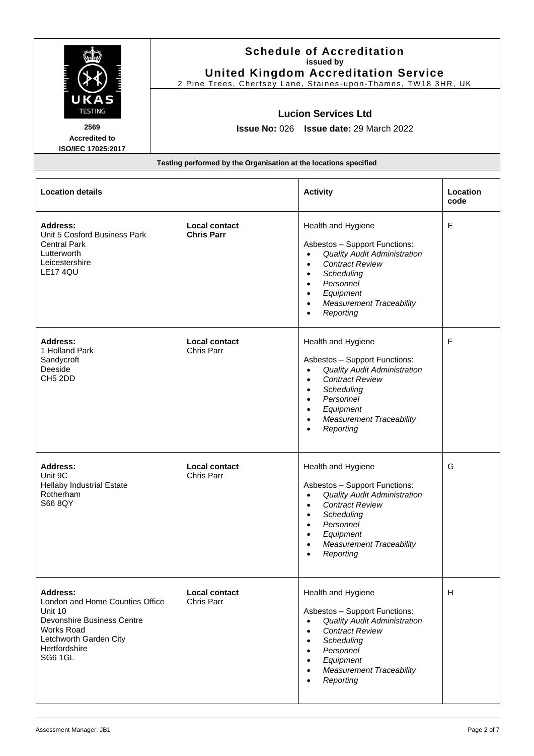# Schedule of Accreditation
**issued by**
## United Kingdom Accreditation Service
2 Pine Trees, Chertsey Lane, Staines-upon-Thames, TW18 3HR, UK

**2569**
**Accredited to**
**ISO/IEC 17025:2017**

### Lucion Services Ltd

**Issue No:** 026 **Issue date:** 29 March 2022

**Testing performed by the Organisation at the locations specified**

| Location details | | Activity | Location code |
|---|---|---|---|
| **Address:**<br>Unit 5 Cosford Business Park<br>Central Park<br>Lutterworth<br>Leicestershire<br>LE17 4QU | **Local contact**<br>**Chris Parr** | Health and Hygiene<br><br>Asbestos – Support Functions:<br>• *Quality Audit Administration*<br>• *Contract Review*<br>• *Scheduling*<br>• *Personnel*<br>• *Equipment*<br>• *Measurement Traceability*<br>• *Reporting* | E |
| **Address:**<br>1 Holland Park<br>Sandycroft<br>Deeside<br>CH5 2DD | **Local contact**<br>Chris Parr | Health and Hygiene<br><br>Asbestos – Support Functions:<br>• *Quality Audit Administration*<br>• *Contract Review*<br>• *Scheduling*<br>• *Personnel*<br>• *Equipment*<br>• *Measurement Traceability*<br>• *Reporting* | F |
| **Address:**<br>Unit 9C<br>Hellaby Industrial Estate<br>Rotherham<br>S66 8QY | **Local contact**<br>Chris Parr | Health and Hygiene<br><br>Asbestos – Support Functions:<br>• *Quality Audit Administration*<br>• *Contract Review*<br>• *Scheduling*<br>• *Personnel*<br>• *Equipment*<br>• *Measurement Traceability*<br>• *Reporting* | G |
| **Address:**<br>London and Home Counties Office<br>Unit 10<br>Devonshire Business Centre<br>Works Road<br>Letchworth Garden City<br>Hertfordshire<br>SG6 1GL | **Local contact**<br>Chris Parr | Health and Hygiene<br><br>Asbestos – Support Functions:<br>• *Quality Audit Administration*<br>• *Contract Review*<br>• *Scheduling*<br>• *Personnel*<br>• *Equipment*<br>• *Measurement Traceability*<br>• *Reporting* | H |

Assessment Manager: JB1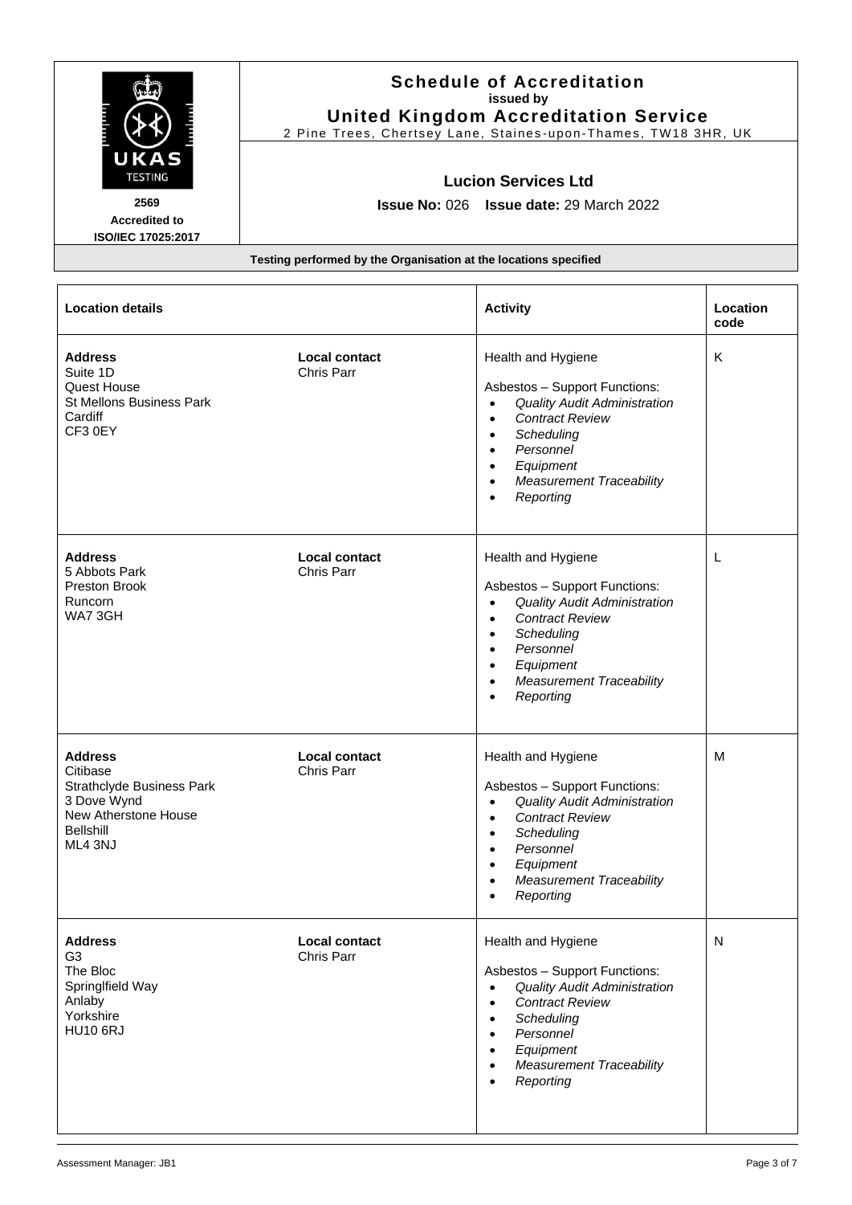**Schedule of Accreditation**
**issued by**
**United Kingdom Accreditation Service**
2 Pine Trees, Chertsey Lane, Staines-upon-Thames, TW18 3HR, UK

UKAS TESTING
**2569**
**Accredited to**
**ISO/IEC 17025:2017**

**Lucion Services Ltd**

**Issue No:** 026 **Issue date:** 29 March 2022

**Testing performed by the Organisation at the locations specified**

| Location details | | Activity | Location code |
|---|---|---|---|
| **Address**<br>Suite 1D<br>Quest House<br>St Mellons Business Park<br>Cardiff<br>CF3 0EY | **Local contact**<br>Chris Parr | Health and Hygiene<br><br>Asbestos – Support Functions:<br>• *Quality Audit Administration*<br>• *Contract Review*<br>• *Scheduling*<br>• *Personnel*<br>• *Equipment*<br>• *Measurement Traceability*<br>• *Reporting* | K |
| **Address**<br>5 Abbots Park<br>Preston Brook<br>Runcorn<br>WA7 3GH | **Local contact**<br>Chris Parr | Health and Hygiene<br><br>Asbestos – Support Functions:<br>• *Quality Audit Administration*<br>• *Contract Review*<br>• *Scheduling*<br>• *Personnel*<br>• *Equipment*<br>• *Measurement Traceability*<br>• *Reporting* | L |
| **Address**<br>Citibase<br>Strathclyde Business Park<br>3 Dove Wynd<br>New Atherstone House<br>Bellshill<br>ML4 3NJ | **Local contact**<br>Chris Parr | Health and Hygiene<br><br>Asbestos – Support Functions:<br>• *Quality Audit Administration*<br>• *Contract Review*<br>• *Scheduling*<br>• *Personnel*<br>• *Equipment*<br>• *Measurement Traceability*<br>• *Reporting* | M |
| **Address**<br>G3<br>The Bloc<br>Springlfield Way<br>Anlaby<br>Yorkshire<br>HU10 6RJ | **Local contact**<br>Chris Parr | Health and Hygiene<br><br>Asbestos – Support Functions:<br>• *Quality Audit Administration*<br>• *Contract Review*<br>• *Scheduling*<br>• *Personnel*<br>• *Equipment*<br>• *Measurement Traceability*<br>• *Reporting* | N |

Assessment Manager: JB1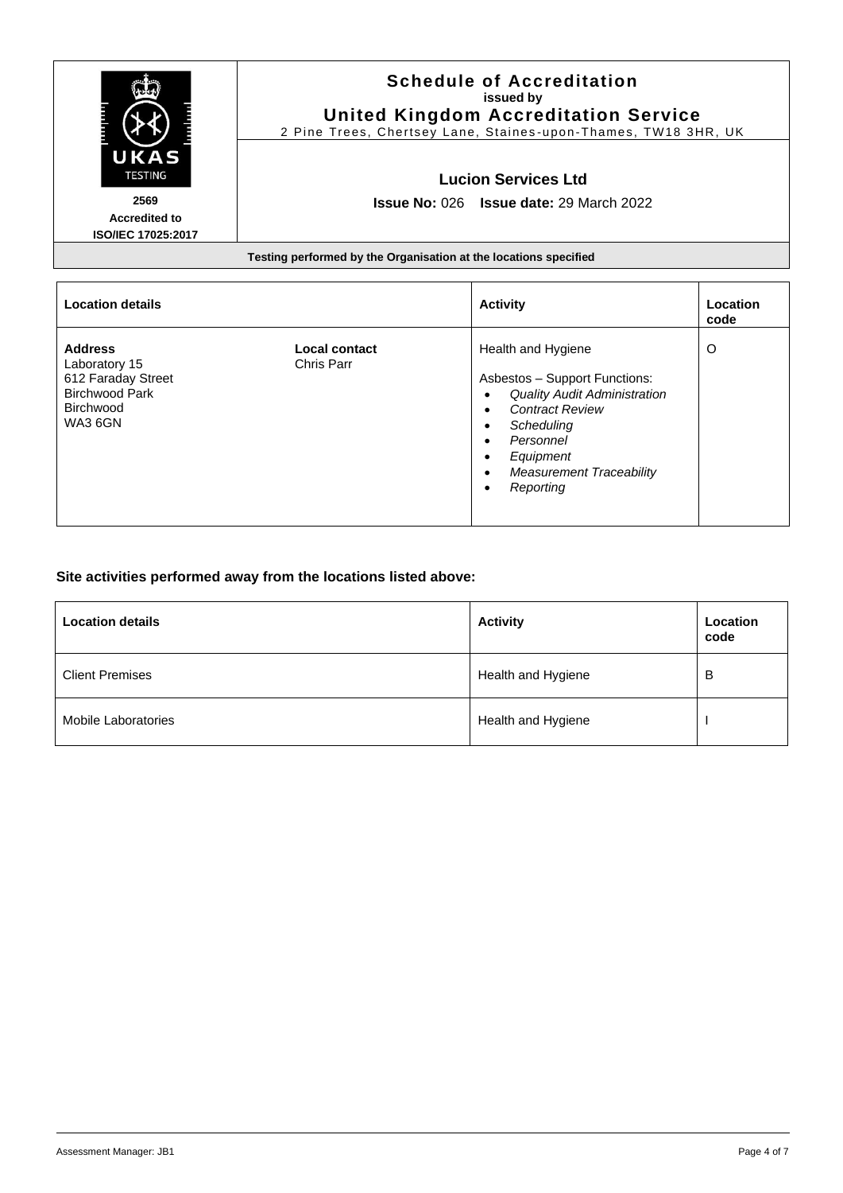**Schedule of Accreditation**
**issued by**
**United Kingdom Accreditation Service**
2 Pine Trees, Chertsey Lane, Staines-upon-Thames, TW18 3HR, UK

UKAS TESTING

**2569**
**Accredited to**
**ISO/IEC 17025:2017**

**Lucion Services Ltd**

**Issue No:** 026 **Issue date:** 29 March 2022

**Testing performed by the Organisation at the locations specified**

| Location details | | Activity | Location code |
|---|---|---|---|
| **Address**<br>Laboratory 15<br>612 Faraday Street<br>Birchwood Park<br>Birchwood<br>WA3 6GN | **Local contact**<br>Chris Parr | Health and Hygiene<br><br>Asbestos – Support Functions:<br>• *Quality Audit Administration*<br>• *Contract Review*<br>• *Scheduling*<br>• *Personnel*<br>• *Equipment*<br>• *Measurement Traceability*<br>• *Reporting* | O |

**Site activities performed away from the locations listed above:**

| Location details | Activity | Location code |
|---|---|---|
| Client Premises | Health and Hygiene | B |
| Mobile Laboratories | Health and Hygiene | I |

Assessment Manager: JB1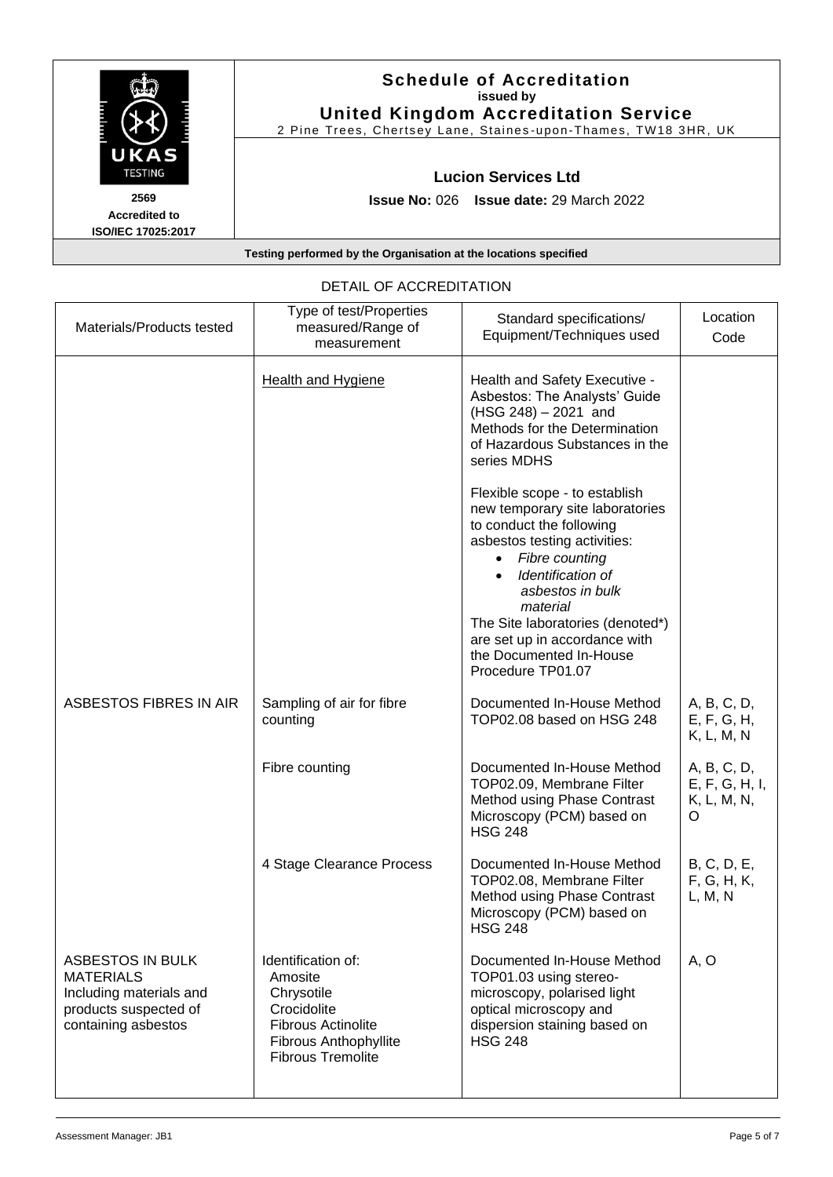**Schedule of Accreditation**
**issued by**
**United Kingdom Accreditation Service**
2 Pine Trees, Chertsey Lane, Staines-upon-Thames, TW18 3HR, UK

UKAS TESTING
**2569**
**Accredited to ISO/IEC 17025:2017**

**Lucion Services Ltd**

**Issue No:** 026 **Issue date:** 29 March 2022

**Testing performed by the Organisation at the locations specified**

## DETAIL OF ACCREDITATION

| Materials/Products tested | Type of test/Properties measured/Range of measurement | Standard specifications/ Equipment/Techniques used | Location Code |
|---|---|---|---|
| | Health and Hygiene | Health and Safety Executive - Asbestos: The Analysts' Guide (HSG 248) – 2021 and Methods for the Determination of Hazardous Substances in the series MDHS<br><br>Flexible scope - to establish new temporary site laboratories to conduct the following asbestos testing activities:<br>• *Fibre counting*<br>• *Identification of asbestos in bulk material*<br>The Site laboratories (denoted*) are set up in accordance with the Documented In-House Procedure TP01.07 | |
| ASBESTOS FIBRES IN AIR | Sampling of air for fibre counting | Documented In-House Method TOP02.08 based on HSG 248 | A, B, C, D, E, F, G, H, K, L, M, N |
| | Fibre counting | Documented In-House Method TOP02.09, Membrane Filter Method using Phase Contrast Microscopy (PCM) based on HSG 248 | A, B, C, D, E, F, G, H, I, K, L, M, N, O |
| | 4 Stage Clearance Process | Documented In-House Method TOP02.08, Membrane Filter Method using Phase Contrast Microscopy (PCM) based on HSG 248 | B, C, D, E, F, G, H, K, L, M, N |
| ASBESTOS IN BULK MATERIALS Including materials and products suspected of containing asbestos | Identification of:<br>Amosite<br>Chrysotile<br>Crocidolite<br>Fibrous Actinolite<br>Fibrous Anthophyllite<br>Fibrous Tremolite | Documented In-House Method TOP01.03 using stereo-microscopy, polarised light optical microscopy and dispersion staining based on HSG 248 | A, O |

Assessment Manager: JB1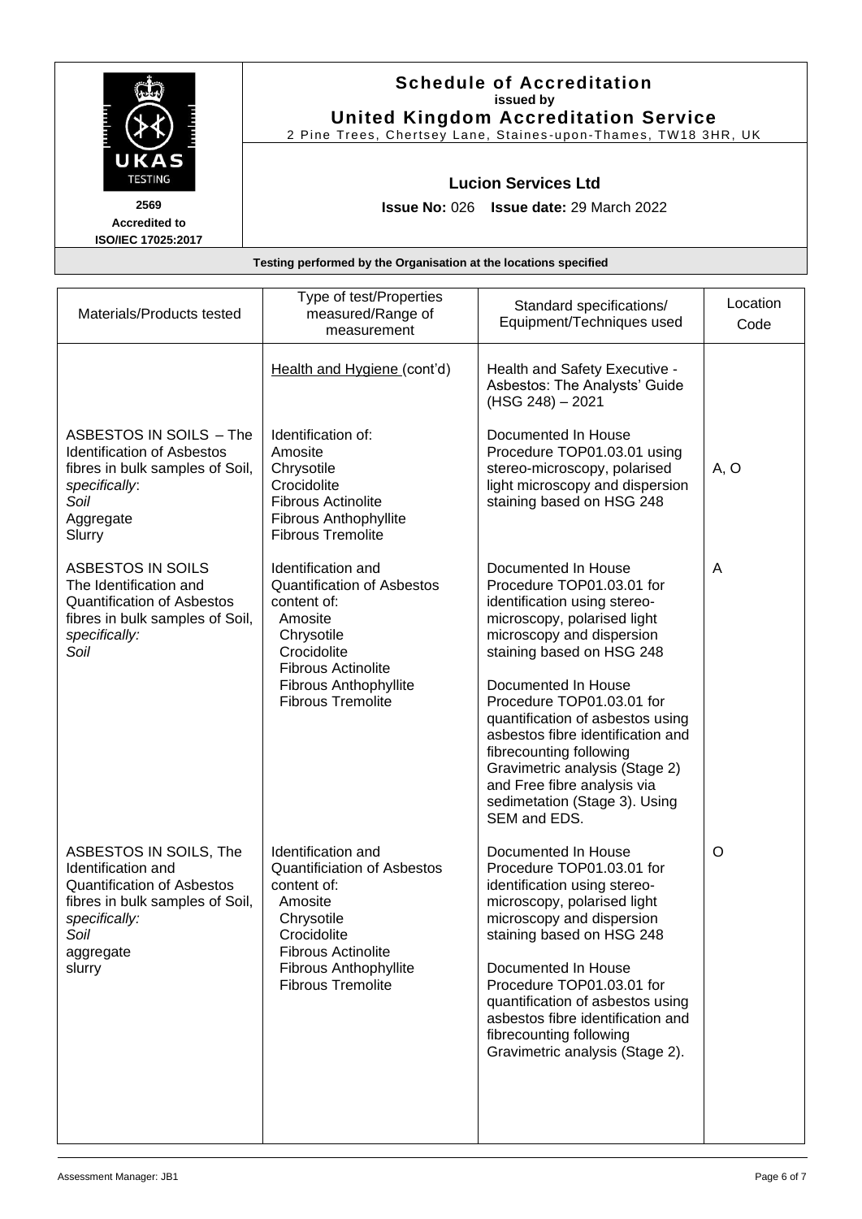# Schedule of Accreditation
**issued by**
**United Kingdom Accreditation Service**
2 Pine Trees, Chertsey Lane, Staines-upon-Thames, TW18 3HR, UK

**2569**
**Accredited to ISO/IEC 17025:2017**

## Lucion Services Ltd

**Issue No:** 026 **Issue date:** 29 March 2022

**Testing performed by the Organisation at the locations specified**

| Materials/Products tested | Type of test/Properties measured/Range of measurement | Standard specifications/ Equipment/Techniques used | Location Code |
|---|---|---|---|
| | Health and Hygiene (cont'd) | Health and Safety Executive - Asbestos: The Analysts' Guide (HSG 248) – 2021 | |
| ASBESTOS IN SOILS – The Identification of Asbestos fibres in bulk samples of Soil, *specifically*: *Soil* Aggregate Slurry | Identification of: Amosite Chrysotile Crocidolite Fibrous Actinolite Fibrous Anthophyllite Fibrous Tremolite | Documented In House Procedure TOP01.03.01 using stereo-microscopy, polarised light microscopy and dispersion staining based on HSG 248 | A, O |
| ASBESTOS IN SOILS The Identification and Quantification of Asbestos fibres in bulk samples of Soil, *specifically:* *Soil* | Identification and Quantification of Asbestos content of: Amosite Chrysotile Crocidolite Fibrous Actinolite Fibrous Anthophyllite Fibrous Tremolite | Documented In House Procedure TOP01.03.01 for identification using stereo-microscopy, polarised light microscopy and dispersion staining based on HSG 248<br><br>Documented In House Procedure TOP01.03.01 for quantification of asbestos using asbestos fibre identification and fibrecounting following Gravimetric analysis (Stage 2) and Free fibre analysis via sedimetation (Stage 3). Using SEM and EDS. | A |
| ASBESTOS IN SOILS, The Identification and Quantification of Asbestos fibres in bulk samples of Soil, *specifically:* *Soil* aggregate slurry | Identification and Quantificiation of Asbestos content of: Amosite Chrysotile Crocidolite Fibrous Actinolite Fibrous Anthophyllite Fibrous Tremolite | Documented In House Procedure TOP01.03.01 for identification using stereo-microscopy, polarised light microscopy and dispersion staining based on HSG 248<br><br>Documented In House Procedure TOP01.03.01 for quantification of asbestos using asbestos fibre identification and fibrecounting following Gravimetric analysis (Stage 2). | O |

Assessment Manager: JB1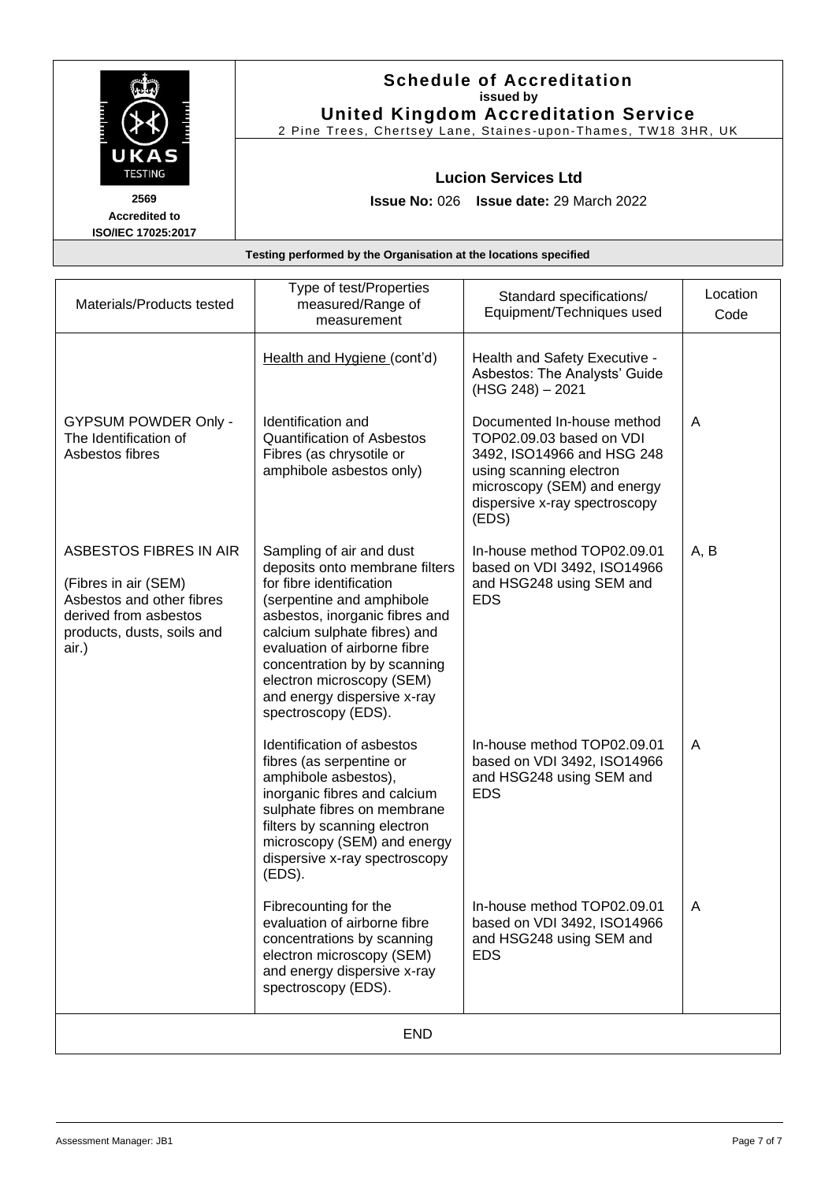**Schedule of Accreditation**
**issued by**
**United Kingdom Accreditation Service**
2 Pine Trees, Chertsey Lane, Staines-upon-Thames, TW18 3HR, UK

UKAS TESTING
**2569**
**Accredited to**
**ISO/IEC 17025:2017**

**Lucion Services Ltd**

**Issue No:** 026 **Issue date:** 29 March 2022

**Testing performed by the Organisation at the locations specified**

| Materials/Products tested | Type of test/Properties measured/Range of measurement | Standard specifications/ Equipment/Techniques used | Location Code |
|---|---|---|---|
| | Health and Hygiene (cont'd) | Health and Safety Executive - Asbestos: The Analysts' Guide (HSG 248) – 2021 | |
| GYPSUM POWDER Only - The Identification of Asbestos fibres | Identification and Quantification of Asbestos Fibres (as chrysotile or amphibole asbestos only) | Documented In-house method TOP02.09.03 based on VDI 3492, ISO14966 and HSG 248 using scanning electron microscopy (SEM) and energy dispersive x-ray spectroscopy (EDS) | A |
| ASBESTOS FIBRES IN AIR (Fibres in air (SEM) Asbestos and other fibres derived from asbestos products, dusts, soils and air.) | Sampling of air and dust deposits onto membrane filters for fibre identification (serpentine and amphibole asbestos, inorganic fibres and calcium sulphate fibres) and evaluation of airborne fibre concentration by by scanning electron microscopy (SEM) and energy dispersive x-ray spectroscopy (EDS). | In-house method TOP02.09.01 based on VDI 3492, ISO14966 and HSG248 using SEM and EDS | A, B |
| | Identification of asbestos fibres (as serpentine or amphibole asbestos), inorganic fibres and calcium sulphate fibres on membrane filters by scanning electron microscopy (SEM) and energy dispersive x-ray spectroscopy (EDS). | In-house method TOP02.09.01 based on VDI 3492, ISO14966 and HSG248 using SEM and EDS | A |
| | Fibrecounting for the evaluation of airborne fibre concentrations by scanning electron microscopy (SEM) and energy dispersive x-ray spectroscopy (EDS). | In-house method TOP02.09.01 based on VDI 3492, ISO14966 and HSG248 using SEM and EDS | A |

END

Assessment Manager: JB1